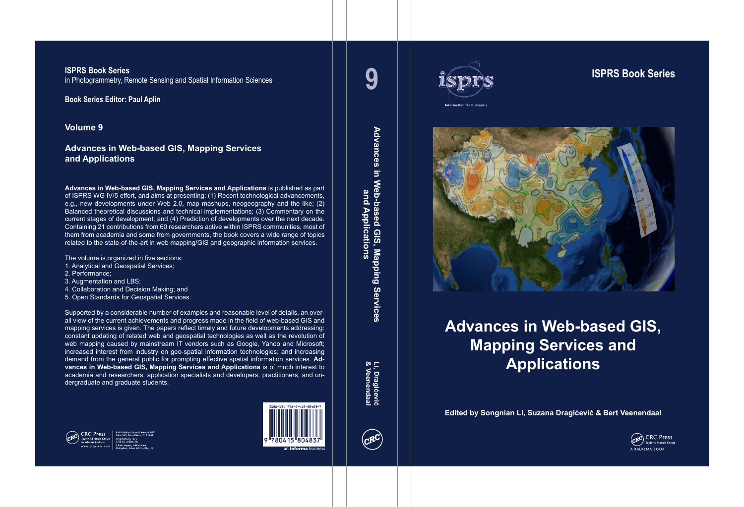**ISPRS Book Series**
in Photogrammetry, Remote Sensing and Spatial Information Sciences

**Book Series Editor: Paul Aplin**

**Volume 9**

## Advances in Web-based GIS, Mapping Services and Applications

**Advances in Web-based GIS, Mapping Services and Applications** is published as part of ISPRS WG IV/5 effort, and aims at presenting: (1) Recent technological advancements, e.g., new developments under Web 2.0, map mashups, neogeography and the like; (2) Balanced theoretical discussions and technical implementations; (3) Commentary on the current stages of development; and (4) Prediction of developments over the next decade. Containing 21 contributions from 60 researchers active within ISPRS communities, most of them from academia and some from governments, the book covers a wide range of topics related to the state-of-the-art in web mapping/GIS and geographic information services.

The volume is organized in five sections:
1. Analytical and Geospatial Services;
2. Performance;
3. Augmentation and LBS;
4. Collaboration and Decision Making; and
5. Open Standards for Geospatial Services.

Supported by a considerable number of examples and reasonable level of details, an overall view of the current achievements and progress made in the field of web-based GIS and mapping services is given. The papers reflect timely and future developments addressing: constant updating of related web and geospatial technologies as well as the revolution of web mapping caused by mainstream IT vendors such as Google, Yahoo and Microsoft; increased interest from industry on geo-spatial information technologies; and increasing demand from the general public for prompting effective spatial information services. **Advances in Web-based GIS, Mapping Services and Applications** is of much interest to academia and researchers, application specialists and developers, practitioners, and undergraduate and graduate students.

CRC Press
Taylor & Francis Group
an informa business
www.crcpress.com

6000 Broken Sound Parkway, NW
Suite 300, Boca Raton, FL 33487
Schipholweg 107C
2316 XC Leiden, NL
2 Park Square, Milton Park
Abingdon, Oxon OX14 4RN, UK

ISBN-13: 978-0-415-80483-7

9 780415 804837

an **informa** business

9

**Advances in Web-based GIS, Mapping Services and Applications**

**Li, Dragićević & Veenendaal**

isprs
Information from imagery

**ISPRS Book Series**

# Advances in Web-based GIS, Mapping Services and Applications

**Edited by Songnian Li, Suzana Dragićević & Bert Veenendaal**

CRC Press
Taylor & Francis Group
A BALKEMA BOOK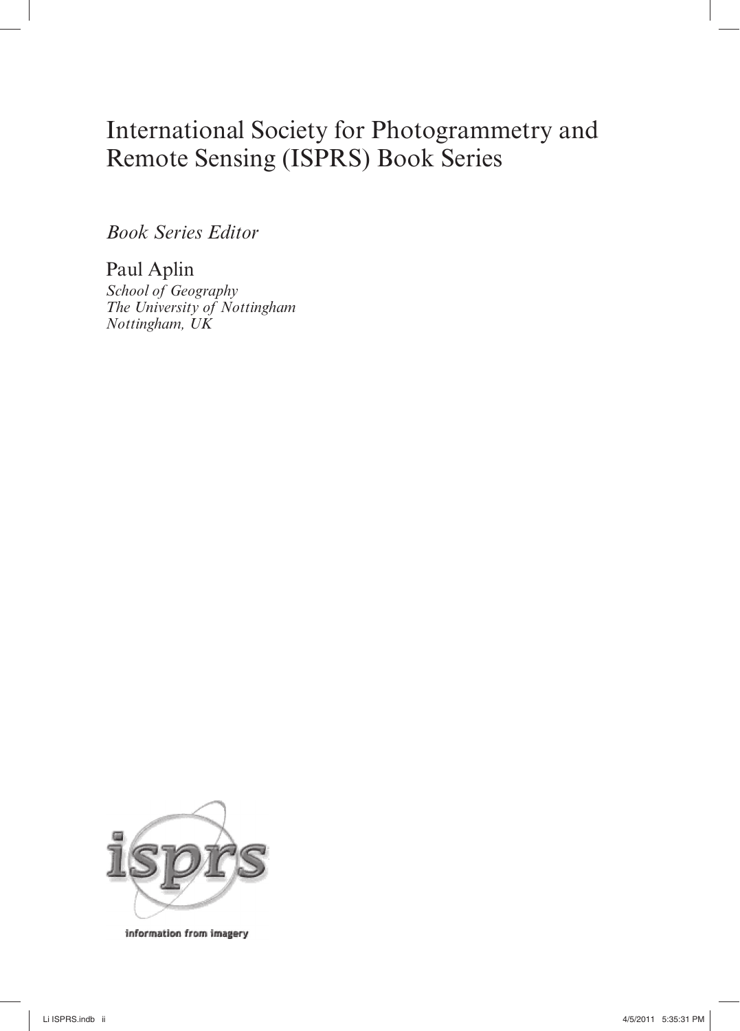# International Society for Photogrammetry and Remote Sensing (ISPRS) Book Series

*Book Series Editor*

Paul Aplin
*School of Geography*
*The University of Nottingham*
*Nottingham, UK*

information from imagery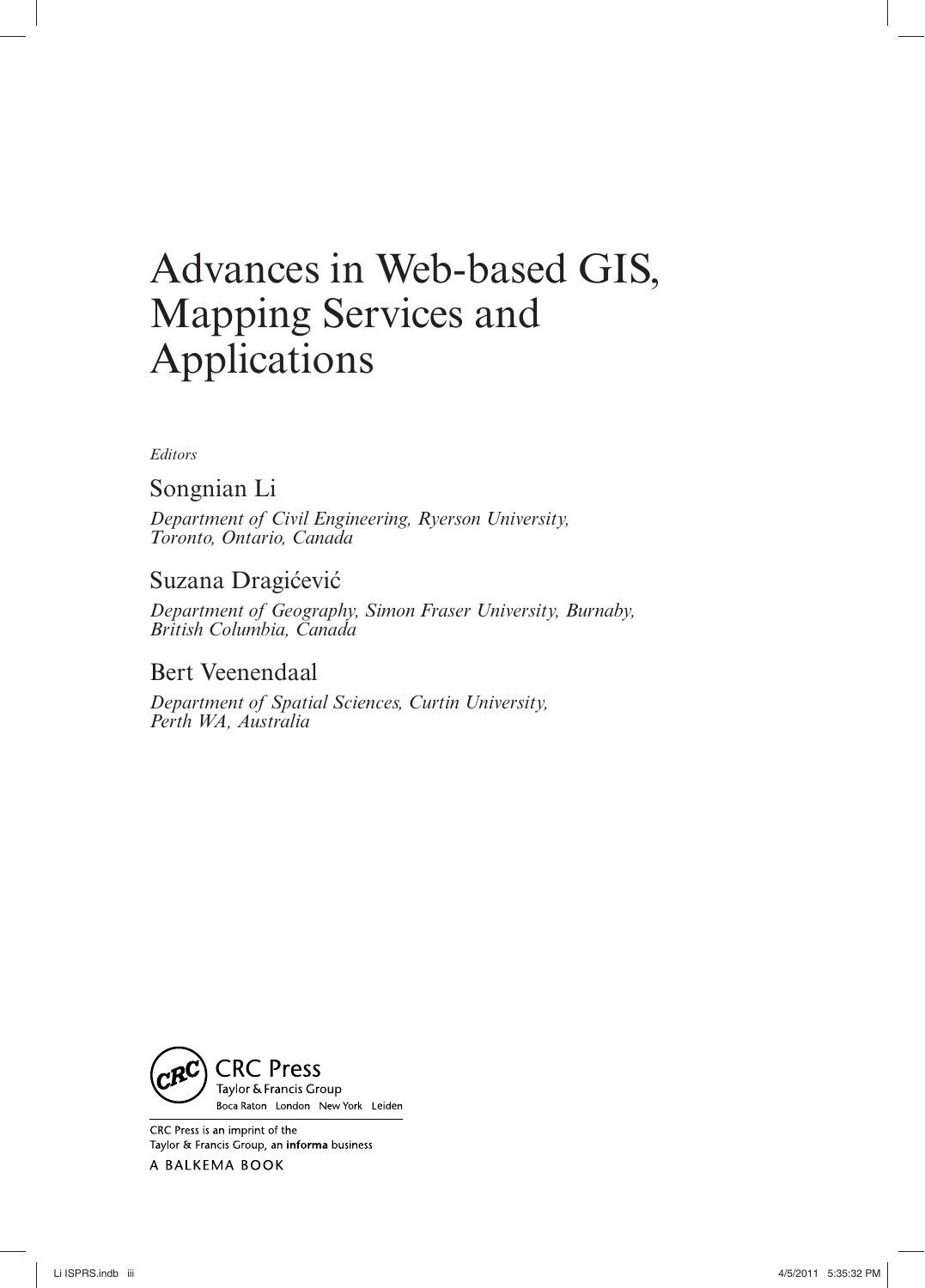# Advances in Web-based GIS, Mapping Services and Applications

*Editors*

Songnian Li

*Department of Civil Engineering, Ryerson University, Toronto, Ontario, Canada*

Suzana Dragićević

*Department of Geography, Simon Fraser University, Burnaby, British Columbia, Canada*

Bert Veenendaal

*Department of Spatial Sciences, Curtin University, Perth WA, Australia*

CRC Press
Taylor & Francis Group
Boca Raton London New York Leiden

CRC Press is an imprint of the Taylor & Francis Group, an **informa** business

A BALKEMA BOOK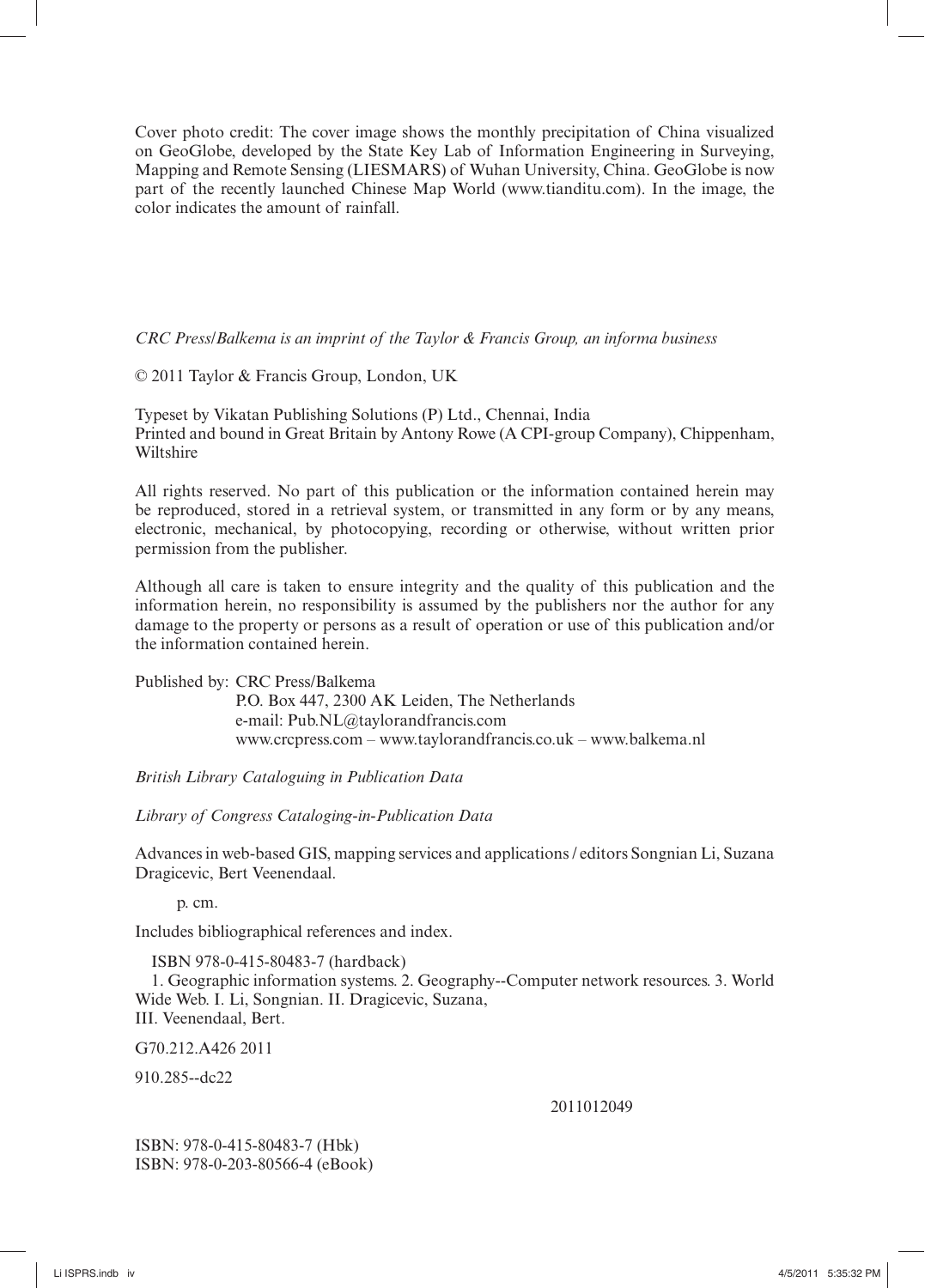Cover photo credit: The cover image shows the monthly precipitation of China visualized on GeoGlobe, developed by the State Key Lab of Information Engineering in Surveying, Mapping and Remote Sensing (LIESMARS) of Wuhan University, China. GeoGlobe is now part of the recently launched Chinese Map World (www.tianditu.com). In the image, the color indicates the amount of rainfall.

*CRC Press/Balkema is an imprint of the Taylor & Francis Group, an informa business*

© 2011 Taylor & Francis Group, London, UK

Typeset by Vikatan Publishing Solutions (P) Ltd., Chennai, India
Printed and bound in Great Britain by Antony Rowe (A CPI-group Company), Chippenham, Wiltshire

All rights reserved. No part of this publication or the information contained herein may be reproduced, stored in a retrieval system, or transmitted in any form or by any means, electronic, mechanical, by photocopying, recording or otherwise, without written prior permission from the publisher.

Although all care is taken to ensure integrity and the quality of this publication and the information herein, no responsibility is assumed by the publishers nor the author for any damage to the property or persons as a result of operation or use of this publication and/or the information contained herein.

Published by: CRC Press/Balkema
P.O. Box 447, 2300 AK Leiden, The Netherlands
e-mail: Pub.NL@taylorandfrancis.com
www.crcpress.com – www.taylorandfrancis.co.uk – www.balkema.nl

*British Library Cataloguing in Publication Data*

*Library of Congress Cataloging-in-Publication Data*

Advances in web-based GIS, mapping services and applications / editors Songnian Li, Suzana Dragicevic, Bert Veenendaal.

p. cm.

Includes bibliographical references and index.

ISBN 978-0-415-80483-7 (hardback)
1. Geographic information systems. 2. Geography--Computer network resources. 3. World Wide Web. I. Li, Songnian. II. Dragicevic, Suzana,
III. Veenendaal, Bert.

G70.212.A426 2011

910.285--dc22

2011012049

ISBN: 978-0-415-80483-7 (Hbk)
ISBN: 978-0-203-80566-4 (eBook)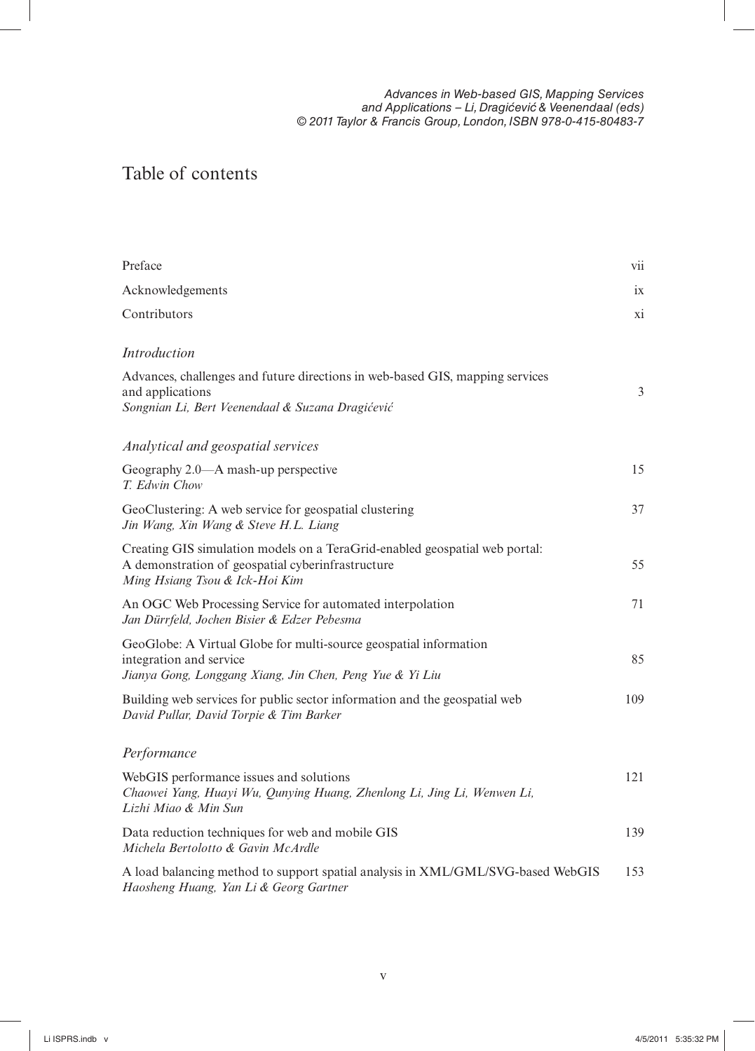*Advances in Web-based GIS, Mapping Services and Applications – Li, Dragićević & Veenendaal (eds)*
*© 2011 Taylor & Francis Group, London, ISBN 978-0-415-80483-7*

# Table of contents

| | |
|---|---|
| Preface | vii |
| Acknowledgements | ix |
| Contributors | xi |

*Introduction*

| | |
|---|---|
| Advances, challenges and future directions in web-based GIS, mapping services and applications<br>*Songnian Li, Bert Veenendaal & Suzana Dragićević* | 3 |

*Analytical and geospatial services*

| | |
|---|---|
| Geography 2.0—A mash-up perspective<br>*T. Edwin Chow* | 15 |
| GeoClustering: A web service for geospatial clustering<br>*Jin Wang, Xin Wang & Steve H.L. Liang* | 37 |
| Creating GIS simulation models on a TeraGrid-enabled geospatial web portal: A demonstration of geospatial cyberinfrastructure<br>*Ming Hsiang Tsou & Ick-Hoi Kim* | 55 |
| An OGC Web Processing Service for automated interpolation<br>*Jan Dürrfeld, Jochen Bisier & Edzer Pebesma* | 71 |
| GeoGlobe: A Virtual Globe for multi-source geospatial information integration and service<br>*Jianya Gong, Longgang Xiang, Jin Chen, Peng Yue & Yi Liu* | 85 |
| Building web services for public sector information and the geospatial web<br>*David Pullar, David Torpie & Tim Barker* | 109 |

*Performance*

| | |
|---|---|
| WebGIS performance issues and solutions<br>*Chaowei Yang, Huayi Wu, Qunying Huang, Zhenlong Li, Jing Li, Wenwen Li, Lizhi Miao & Min Sun* | 121 |
| Data reduction techniques for web and mobile GIS<br>*Michela Bertolotto & Gavin McArdle* | 139 |
| A load balancing method to support spatial analysis in XML/GML/SVG-based WebGIS<br>*Haosheng Huang, Yan Li & Georg Gartner* | 153 |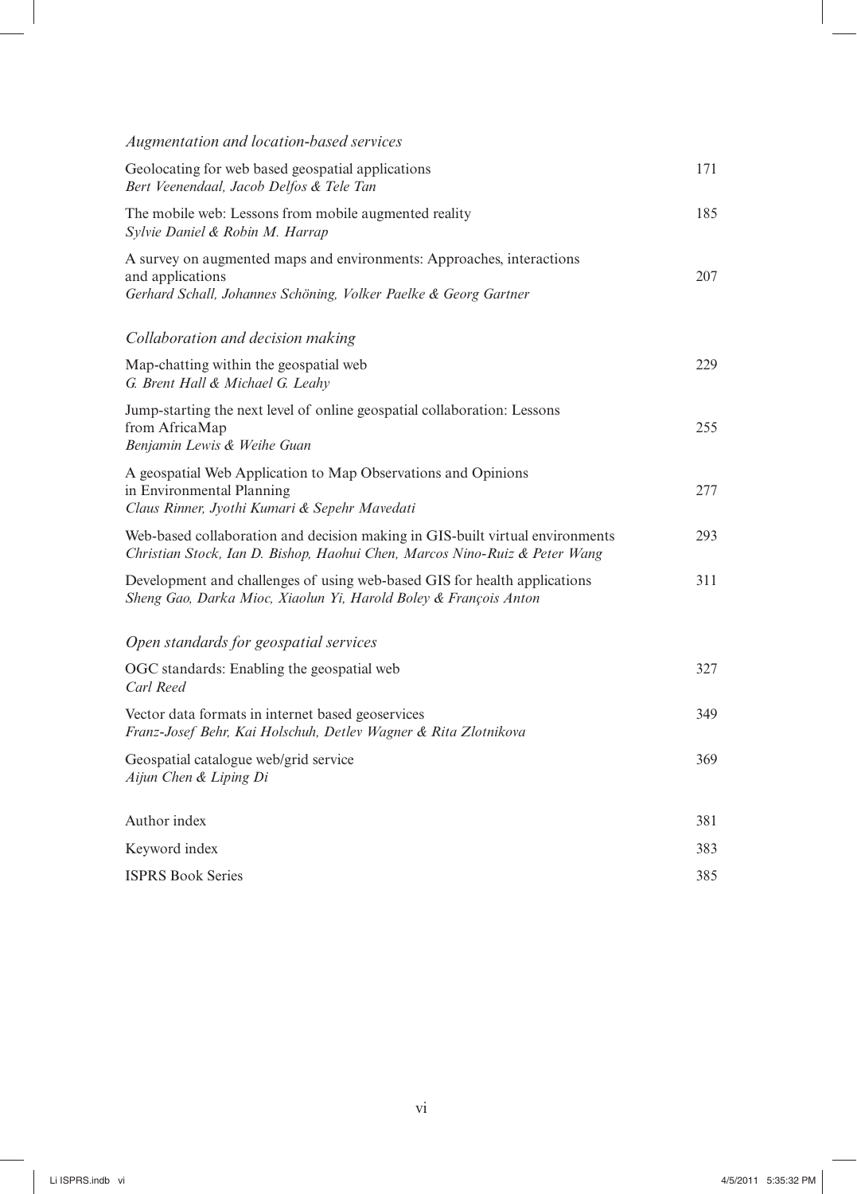*Augmentation and location-based services*

Geolocating for web based geospatial applications — 171
*Bert Veenendaal, Jacob Delfos & Tele Tan*

The mobile web: Lessons from mobile augmented reality — 185
*Sylvie Daniel & Robin M. Harrap*

A survey on augmented maps and environments: Approaches, interactions and applications — 207
*Gerhard Schall, Johannes Schöning, Volker Paelke & Georg Gartner*

*Collaboration and decision making*

Map-chatting within the geospatial web — 229
*G. Brent Hall & Michael G. Leahy*

Jump-starting the next level of online geospatial collaboration: Lessons from AfricaMap — 255
*Benjamin Lewis & Weihe Guan*

A geospatial Web Application to Map Observations and Opinions in Environmental Planning — 277
*Claus Rinner, Jyothi Kumari & Sepehr Mavedati*

Web-based collaboration and decision making in GIS-built virtual environments — 293
*Christian Stock, Ian D. Bishop, Haohui Chen, Marcos Nino-Ruiz & Peter Wang*

Development and challenges of using web-based GIS for health applications — 311
*Sheng Gao, Darka Mioc, Xiaolun Yi, Harold Boley & François Anton*

*Open standards for geospatial services*

OGC standards: Enabling the geospatial web — 327
*Carl Reed*

Vector data formats in internet based geoservices — 349
*Franz-Josef Behr, Kai Holschuh, Detlev Wagner & Rita Zlotnikova*

Geospatial catalogue web/grid service — 369
*Aijun Chen & Liping Di*

Author index — 381

Keyword index — 383

ISPRS Book Series — 385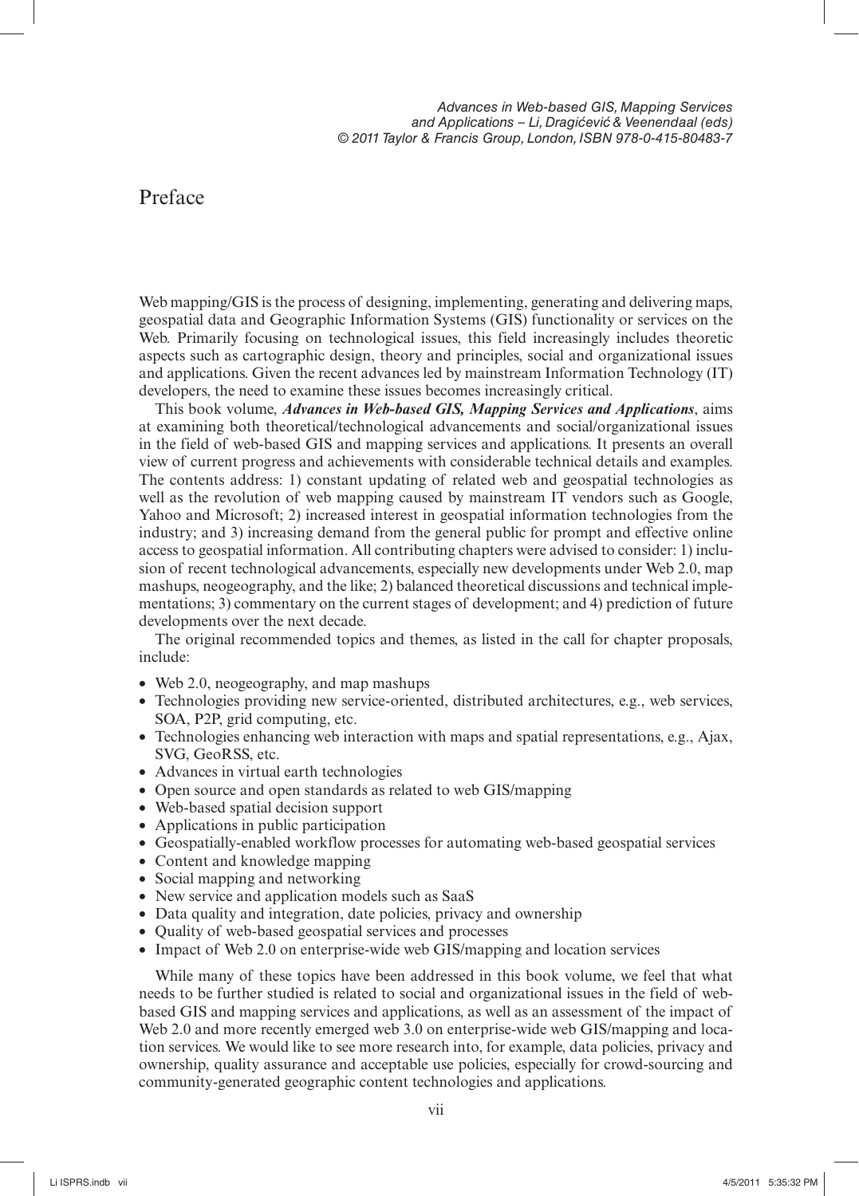# Preface

Web mapping/GIS is the process of designing, implementing, generating and delivering maps, geospatial data and Geographic Information Systems (GIS) functionality or services on the Web. Primarily focusing on technological issues, this field increasingly includes theoretic aspects such as cartographic design, theory and principles, social and organizational issues and applications. Given the recent advances led by mainstream Information Technology (IT) developers, the need to examine these issues becomes increasingly critical.

This book volume, ***Advances in Web-based GIS, Mapping Services and Applications***, aims at examining both theoretical/technological advancements and social/organizational issues in the field of web-based GIS and mapping services and applications. It presents an overall view of current progress and achievements with considerable technical details and examples. The contents address: 1) constant updating of related web and geospatial technologies as well as the revolution of web mapping caused by mainstream IT vendors such as Google, Yahoo and Microsoft; 2) increased interest in geospatial information technologies from the industry; and 3) increasing demand from the general public for prompt and effective online access to geospatial information. All contributing chapters were advised to consider: 1) inclusion of recent technological advancements, especially new developments under Web 2.0, map mashups, neogeography, and the like; 2) balanced theoretical discussions and technical implementations; 3) commentary on the current stages of development; and 4) prediction of future developments over the next decade.

The original recommended topics and themes, as listed in the call for chapter proposals, include:

- Web 2.0, neogeography, and map mashups
- Technologies providing new service-oriented, distributed architectures, e.g., web services, SOA, P2P, grid computing, etc.
- Technologies enhancing web interaction with maps and spatial representations, e.g., Ajax, SVG, GeoRSS, etc.
- Advances in virtual earth technologies
- Open source and open standards as related to web GIS/mapping
- Web-based spatial decision support
- Applications in public participation
- Geospatially-enabled workflow processes for automating web-based geospatial services
- Content and knowledge mapping
- Social mapping and networking
- New service and application models such as SaaS
- Data quality and integration, date policies, privacy and ownership
- Quality of web-based geospatial services and processes
- Impact of Web 2.0 on enterprise-wide web GIS/mapping and location services

While many of these topics have been addressed in this book volume, we feel that what needs to be further studied is related to social and organizational issues in the field of web-based GIS and mapping services and applications, as well as an assessment of the impact of Web 2.0 and more recently emerged web 3.0 on enterprise-wide web GIS/mapping and location services. We would like to see more research into, for example, data policies, privacy and ownership, quality assurance and acceptable use policies, especially for crowd-sourcing and community-generated geographic content technologies and applications.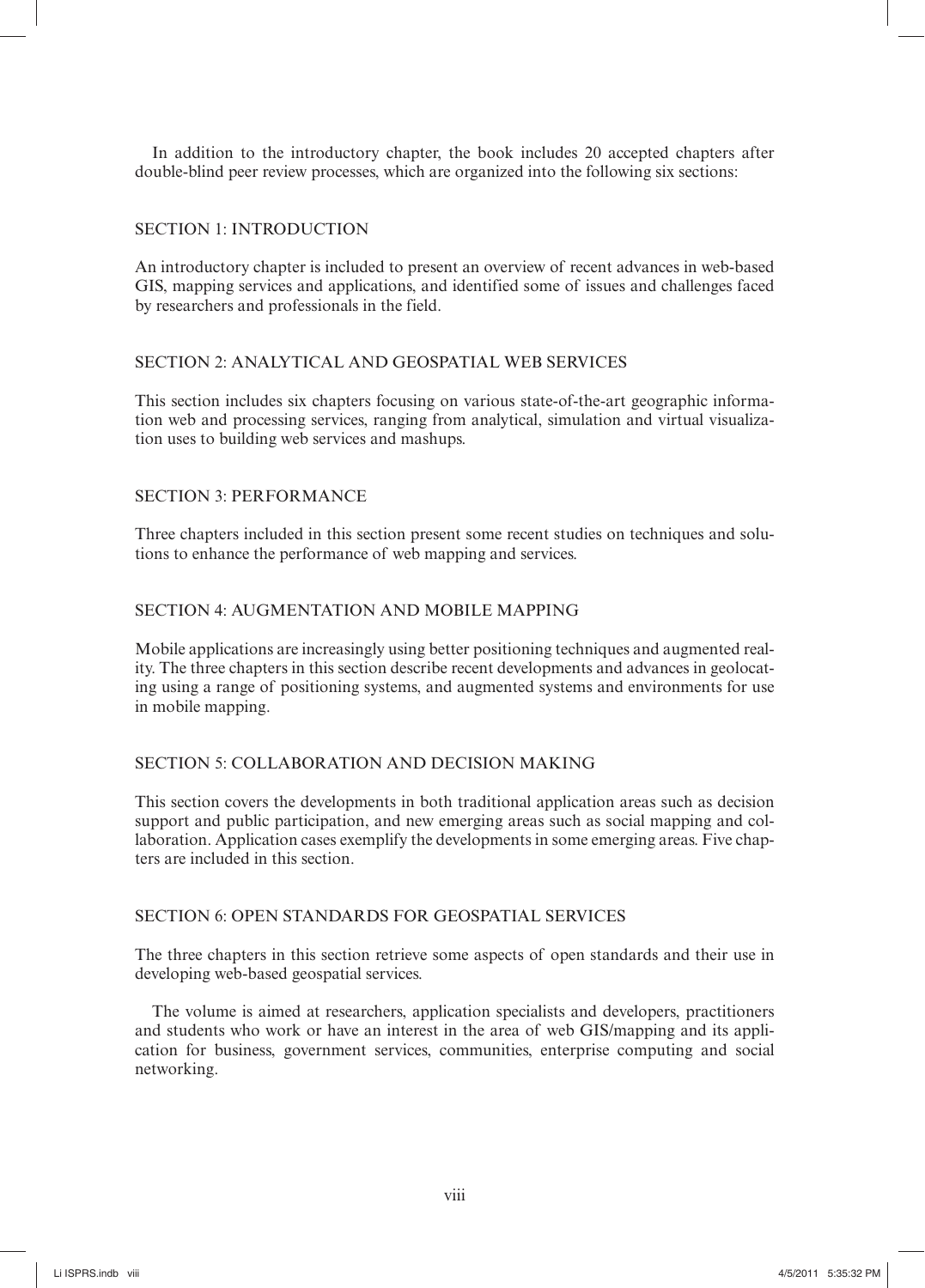In addition to the introductory chapter, the book includes 20 accepted chapters after double-blind peer review processes, which are organized into the following six sections:

## SECTION 1: INTRODUCTION

An introductory chapter is included to present an overview of recent advances in web-based GIS, mapping services and applications, and identified some of issues and challenges faced by researchers and professionals in the field.

## SECTION 2: ANALYTICAL AND GEOSPATIAL WEB SERVICES

This section includes six chapters focusing on various state-of-the-art geographic information web and processing services, ranging from analytical, simulation and virtual visualization uses to building web services and mashups.

## SECTION 3: PERFORMANCE

Three chapters included in this section present some recent studies on techniques and solutions to enhance the performance of web mapping and services.

## SECTION 4: AUGMENTATION AND MOBILE MAPPING

Mobile applications are increasingly using better positioning techniques and augmented reality. The three chapters in this section describe recent developments and advances in geolocating using a range of positioning systems, and augmented systems and environments for use in mobile mapping.

## SECTION 5: COLLABORATION AND DECISION MAKING

This section covers the developments in both traditional application areas such as decision support and public participation, and new emerging areas such as social mapping and collaboration. Application cases exemplify the developments in some emerging areas. Five chapters are included in this section.

## SECTION 6: OPEN STANDARDS FOR GEOSPATIAL SERVICES

The three chapters in this section retrieve some aspects of open standards and their use in developing web-based geospatial services.

The volume is aimed at researchers, application specialists and developers, practitioners and students who work or have an interest in the area of web GIS/mapping and its application for business, government services, communities, enterprise computing and social networking.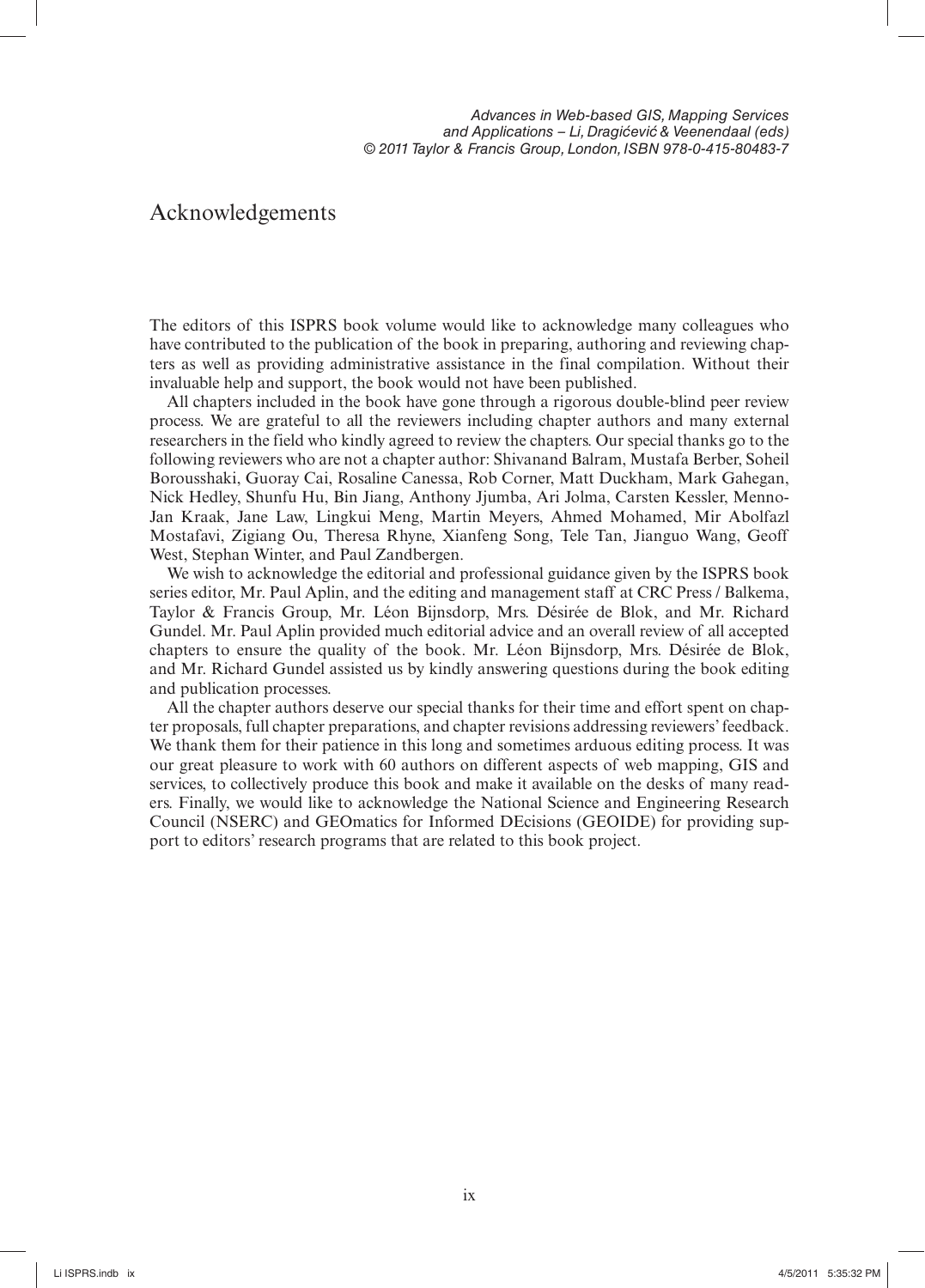# Acknowledgements

The editors of this ISPRS book volume would like to acknowledge many colleagues who have contributed to the publication of the book in preparing, authoring and reviewing chapters as well as providing administrative assistance in the final compilation. Without their invaluable help and support, the book would not have been published.

All chapters included in the book have gone through a rigorous double-blind peer review process. We are grateful to all the reviewers including chapter authors and many external researchers in the field who kindly agreed to review the chapters. Our special thanks go to the following reviewers who are not a chapter author: Shivanand Balram, Mustafa Berber, Soheil Borousshaki, Guoray Cai, Rosaline Canessa, Rob Corner, Matt Duckham, Mark Gahegan, Nick Hedley, Shunfu Hu, Bin Jiang, Anthony Jjumba, Ari Jolma, Carsten Kessler, Menno-Jan Kraak, Jane Law, Lingkui Meng, Martin Meyers, Ahmed Mohamed, Mir Abolfazl Mostafavi, Zigiang Ou, Theresa Rhyne, Xianfeng Song, Tele Tan, Jianguo Wang, Geoff West, Stephan Winter, and Paul Zandbergen.

We wish to acknowledge the editorial and professional guidance given by the ISPRS book series editor, Mr. Paul Aplin, and the editing and management staff at CRC Press / Balkema, Taylor & Francis Group, Mr. Léon Bijnsdorp, Mrs. Désirée de Blok, and Mr. Richard Gundel. Mr. Paul Aplin provided much editorial advice and an overall review of all accepted chapters to ensure the quality of the book. Mr. Léon Bijnsdorp, Mrs. Désirée de Blok, and Mr. Richard Gundel assisted us by kindly answering questions during the book editing and publication processes.

All the chapter authors deserve our special thanks for their time and effort spent on chapter proposals, full chapter preparations, and chapter revisions addressing reviewers' feedback. We thank them for their patience in this long and sometimes arduous editing process. It was our great pleasure to work with 60 authors on different aspects of web mapping, GIS and services, to collectively produce this book and make it available on the desks of many readers. Finally, we would like to acknowledge the National Science and Engineering Research Council (NSERC) and GEOmatics for Informed DEcisions (GEOIDE) for providing support to editors' research programs that are related to this book project.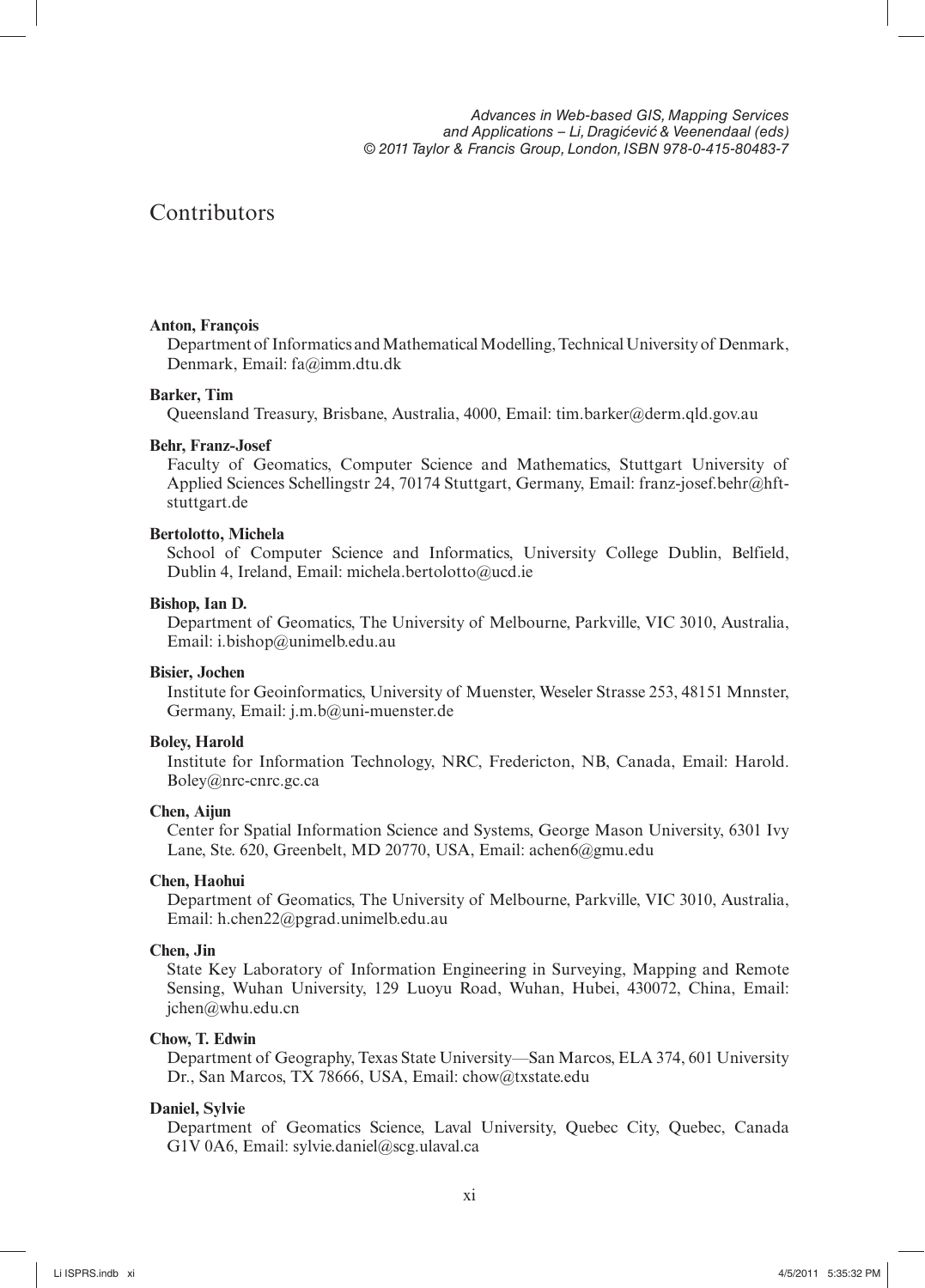# Contributors

**Anton, François**
Department of Informatics and Mathematical Modelling, Technical University of Denmark, Denmark, Email: fa@imm.dtu.dk

**Barker, Tim**
Queensland Treasury, Brisbane, Australia, 4000, Email: tim.barker@derm.qld.gov.au

**Behr, Franz-Josef**
Faculty of Geomatics, Computer Science and Mathematics, Stuttgart University of Applied Sciences Schellingstr 24, 70174 Stuttgart, Germany, Email: franz-josef.behr@hft-stuttgart.de

**Bertolotto, Michela**
School of Computer Science and Informatics, University College Dublin, Belfield, Dublin 4, Ireland, Email: michela.bertolotto@ucd.ie

**Bishop, Ian D.**
Department of Geomatics, The University of Melbourne, Parkville, VIC 3010, Australia, Email: i.bishop@unimelb.edu.au

**Bisier, Jochen**
Institute for Geoinformatics, University of Muenster, Weseler Strasse 253, 48151 Mnnster, Germany, Email: j.m.b@uni-muenster.de

**Boley, Harold**
Institute for Information Technology, NRC, Fredericton, NB, Canada, Email: Harold.Boley@nrc-cnrc.gc.ca

**Chen, Aijun**
Center for Spatial Information Science and Systems, George Mason University, 6301 Ivy Lane, Ste. 620, Greenbelt, MD 20770, USA, Email: achen6@gmu.edu

**Chen, Haohui**
Department of Geomatics, The University of Melbourne, Parkville, VIC 3010, Australia, Email: h.chen22@pgrad.unimelb.edu.au

**Chen, Jin**
State Key Laboratory of Information Engineering in Surveying, Mapping and Remote Sensing, Wuhan University, 129 Luoyu Road, Wuhan, Hubei, 430072, China, Email: jchen@whu.edu.cn

**Chow, T. Edwin**
Department of Geography, Texas State University—San Marcos, ELA 374, 601 University Dr., San Marcos, TX 78666, USA, Email: chow@txstate.edu

**Daniel, Sylvie**
Department of Geomatics Science, Laval University, Quebec City, Quebec, Canada G1V 0A6, Email: sylvie.daniel@scg.ulaval.ca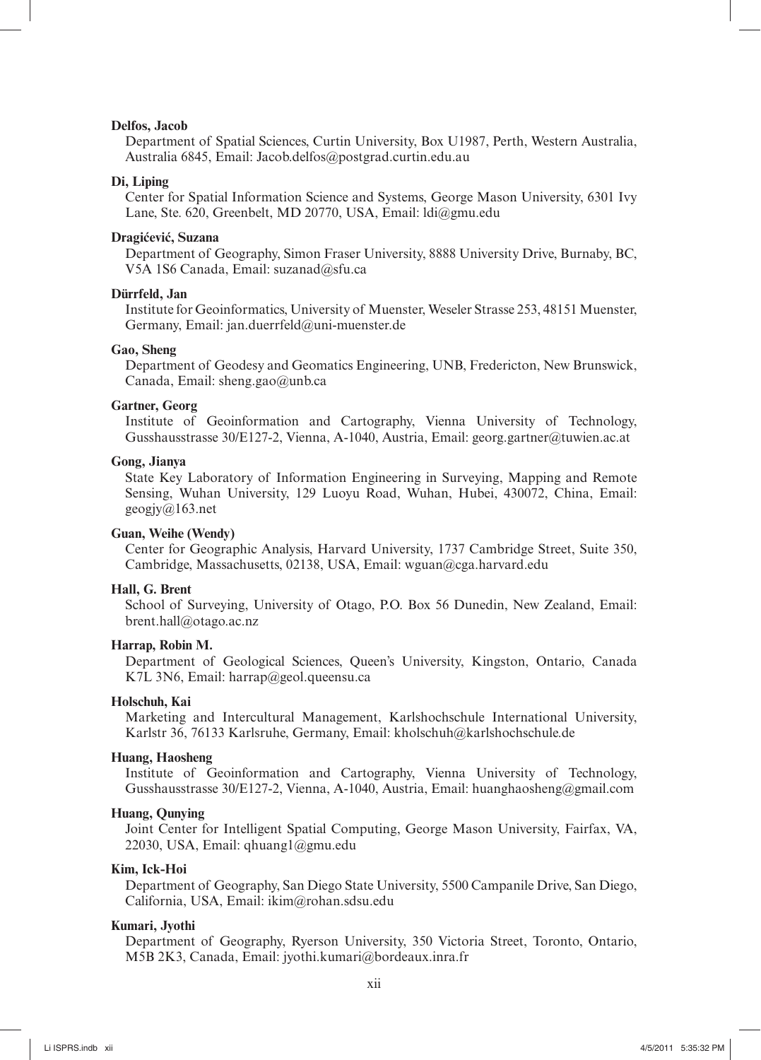**Delfos, Jacob**

Department of Spatial Sciences, Curtin University, Box U1987, Perth, Western Australia, Australia 6845, Email: Jacob.delfos@postgrad.curtin.edu.au

**Di, Liping**

Center for Spatial Information Science and Systems, George Mason University, 6301 Ivy Lane, Ste. 620, Greenbelt, MD 20770, USA, Email: ldi@gmu.edu

**Dragićević, Suzana**

Department of Geography, Simon Fraser University, 8888 University Drive, Burnaby, BC, V5A 1S6 Canada, Email: suzanad@sfu.ca

**Dürrfeld, Jan**

Institute for Geoinformatics, University of Muenster, Weseler Strasse 253, 48151 Muenster, Germany, Email: jan.duerrfeld@uni-muenster.de

**Gao, Sheng**

Department of Geodesy and Geomatics Engineering, UNB, Fredericton, New Brunswick, Canada, Email: sheng.gao@unb.ca

**Gartner, Georg**

Institute of Geoinformation and Cartography, Vienna University of Technology, Gusshausstrasse 30/E127-2, Vienna, A-1040, Austria, Email: georg.gartner@tuwien.ac.at

**Gong, Jianya**

State Key Laboratory of Information Engineering in Surveying, Mapping and Remote Sensing, Wuhan University, 129 Luoyu Road, Wuhan, Hubei, 430072, China, Email: geogjy@163.net

**Guan, Weihe (Wendy)**

Center for Geographic Analysis, Harvard University, 1737 Cambridge Street, Suite 350, Cambridge, Massachusetts, 02138, USA, Email: wguan@cga.harvard.edu

**Hall, G. Brent**

School of Surveying, University of Otago, P.O. Box 56 Dunedin, New Zealand, Email: brent.hall@otago.ac.nz

**Harrap, Robin M.**

Department of Geological Sciences, Queen's University, Kingston, Ontario, Canada K7L 3N6, Email: harrap@geol.queensu.ca

**Holschuh, Kai**

Marketing and Intercultural Management, Karlshochschule International University, Karlstr 36, 76133 Karlsruhe, Germany, Email: kholschuh@karlshochschule.de

**Huang, Haosheng**

Institute of Geoinformation and Cartography, Vienna University of Technology, Gusshausstrasse 30/E127-2, Vienna, A-1040, Austria, Email: huanghaosheng@gmail.com

**Huang, Qunying**

Joint Center for Intelligent Spatial Computing, George Mason University, Fairfax, VA, 22030, USA, Email: qhuang1@gmu.edu

**Kim, Ick-Hoi**

Department of Geography, San Diego State University, 5500 Campanile Drive, San Diego, California, USA, Email: ikim@rohan.sdsu.edu

**Kumari, Jyothi**

Department of Geography, Ryerson University, 350 Victoria Street, Toronto, Ontario, M5B 2K3, Canada, Email: jyothi.kumari@bordeaux.inra.fr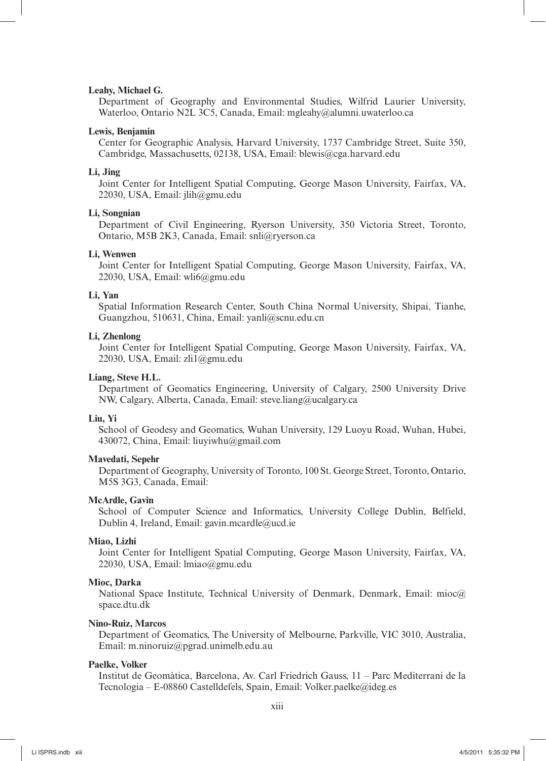**Leahy, Michael G.**

Department of Geography and Environmental Studies, Wilfrid Laurier University, Waterloo, Ontario N2L 3C5, Canada, Email: mgleahy@alumni.uwaterloo.ca

**Lewis, Benjamin**

Center for Geographic Analysis, Harvard University, 1737 Cambridge Street, Suite 350, Cambridge, Massachusetts, 02138, USA, Email: blewis@cga.harvard.edu

**Li, Jing**

Joint Center for Intelligent Spatial Computing, George Mason University, Fairfax, VA, 22030, USA, Email: jlih@gmu.edu

**Li, Songnian**

Department of Civil Engineering, Ryerson University, 350 Victoria Street, Toronto, Ontario, M5B 2K3, Canada, Email: snli@ryerson.ca

**Li, Wenwen**

Joint Center for Intelligent Spatial Computing, George Mason University, Fairfax, VA, 22030, USA, Email: wli6@gmu.edu

**Li, Yan**

Spatial Information Research Center, South China Normal University, Shipai, Tianhe, Guangzhou, 510631, China, Email: yanli@scnu.edu.cn

**Li, Zhenlong**

Joint Center for Intelligent Spatial Computing, George Mason University, Fairfax, VA, 22030, USA, Email: zli1@gmu.edu

**Liang, Steve H.L.**

Department of Geomatics Engineering, University of Calgary, 2500 University Drive NW, Calgary, Alberta, Canada, Email: steve.liang@ucalgary.ca

**Liu, Yi**

School of Geodesy and Geomatics, Wuhan University, 129 Luoyu Road, Wuhan, Hubei, 430072, China, Email: liuyiwhu@gmail.com

**Mavedati, Sepehr**

Department of Geography, University of Toronto, 100 St. George Street, Toronto, Ontario, M5S 3G3, Canada, Email:

**McArdle, Gavin**

School of Computer Science and Informatics, University College Dublin, Belfield, Dublin 4, Ireland, Email: gavin.mcardle@ucd.ie

**Miao, Lizhi**

Joint Center for Intelligent Spatial Computing, George Mason University, Fairfax, VA, 22030, USA, Email: lmiao@gmu.edu

**Mioc, Darka**

National Space Institute, Technical University of Denmark, Denmark, Email: mioc@space.dtu.dk

**Nino-Ruiz, Marcos**

Department of Geomatics, The University of Melbourne, Parkville, VIC 3010, Australia, Email: m.ninoruiz@pgrad.unimelb.edu.au

**Paelke, Volker**

Institut de Geomàtica, Barcelona, Av. Carl Friedrich Gauss, 11 – Parc Mediterrani de la Tecnologia – E-08860 Castelldefels, Spain, Email: Volker.paelke@ideg.es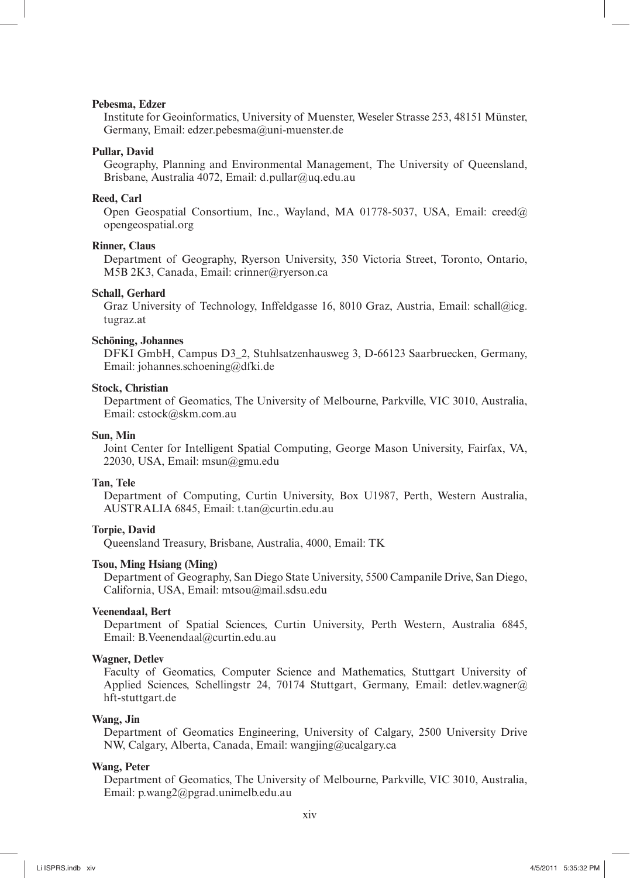**Pebesma, Edzer**
Institute for Geoinformatics, University of Muenster, Weseler Strasse 253, 48151 Münster, Germany, Email: edzer.pebesma@uni-muenster.de

**Pullar, David**
Geography, Planning and Environmental Management, The University of Queensland, Brisbane, Australia 4072, Email: d.pullar@uq.edu.au

**Reed, Carl**
Open Geospatial Consortium, Inc., Wayland, MA 01778-5037, USA, Email: creed@opengeospatial.org

**Rinner, Claus**
Department of Geography, Ryerson University, 350 Victoria Street, Toronto, Ontario, M5B 2K3, Canada, Email: crinner@ryerson.ca

**Schall, Gerhard**
Graz University of Technology, Inffeldgasse 16, 8010 Graz, Austria, Email: schall@icg.tugraz.at

**Schöning, Johannes**
DFKI GmbH, Campus D3_2, Stuhlsatzenhausweg 3, D-66123 Saarbruecken, Germany, Email: johannes.schoening@dfki.de

**Stock, Christian**
Department of Geomatics, The University of Melbourne, Parkville, VIC 3010, Australia, Email: cstock@skm.com.au

**Sun, Min**
Joint Center for Intelligent Spatial Computing, George Mason University, Fairfax, VA, 22030, USA, Email: msun@gmu.edu

**Tan, Tele**
Department of Computing, Curtin University, Box U1987, Perth, Western Australia, AUSTRALIA 6845, Email: t.tan@curtin.edu.au

**Torpie, David**
Queensland Treasury, Brisbane, Australia, 4000, Email: TK

**Tsou, Ming Hsiang (Ming)**
Department of Geography, San Diego State University, 5500 Campanile Drive, San Diego, California, USA, Email: mtsou@mail.sdsu.edu

**Veenendaal, Bert**
Department of Spatial Sciences, Curtin University, Perth Western, Australia 6845, Email: B.Veenendaal@curtin.edu.au

**Wagner, Detlev**
Faculty of Geomatics, Computer Science and Mathematics, Stuttgart University of Applied Sciences, Schellingstr 24, 70174 Stuttgart, Germany, Email: detlev.wagner@hft-stuttgart.de

**Wang, Jin**
Department of Geomatics Engineering, University of Calgary, 2500 University Drive NW, Calgary, Alberta, Canada, Email: wangjing@ucalgary.ca

**Wang, Peter**
Department of Geomatics, The University of Melbourne, Parkville, VIC 3010, Australia, Email: p.wang2@pgrad.unimelb.edu.au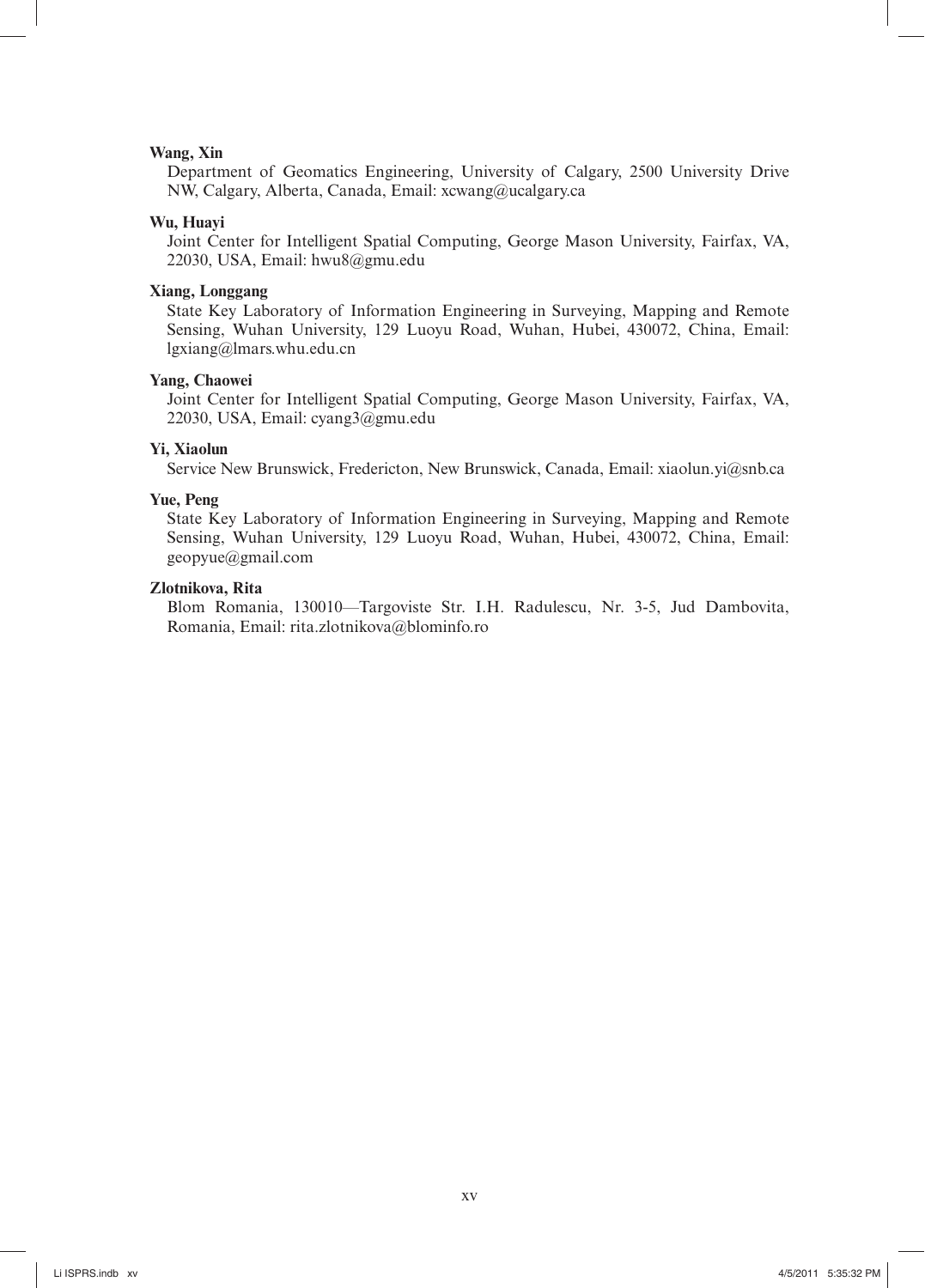**Wang, Xin**

Department of Geomatics Engineering, University of Calgary, 2500 University Drive NW, Calgary, Alberta, Canada, Email: xcwang@ucalgary.ca

**Wu, Huayi**

Joint Center for Intelligent Spatial Computing, George Mason University, Fairfax, VA, 22030, USA, Email: hwu8@gmu.edu

**Xiang, Longgang**

State Key Laboratory of Information Engineering in Surveying, Mapping and Remote Sensing, Wuhan University, 129 Luoyu Road, Wuhan, Hubei, 430072, China, Email: lgxiang@lmars.whu.edu.cn

**Yang, Chaowei**

Joint Center for Intelligent Spatial Computing, George Mason University, Fairfax, VA, 22030, USA, Email: cyang3@gmu.edu

**Yi, Xiaolun**

Service New Brunswick, Fredericton, New Brunswick, Canada, Email: xiaolun.yi@snb.ca

**Yue, Peng**

State Key Laboratory of Information Engineering in Surveying, Mapping and Remote Sensing, Wuhan University, 129 Luoyu Road, Wuhan, Hubei, 430072, China, Email: geopyue@gmail.com

**Zlotnikova, Rita**

Blom Romania, 130010—Targoviste Str. I.H. Radulescu, Nr. 3-5, Jud Dambovita, Romania, Email: rita.zlotnikova@blominfo.ro